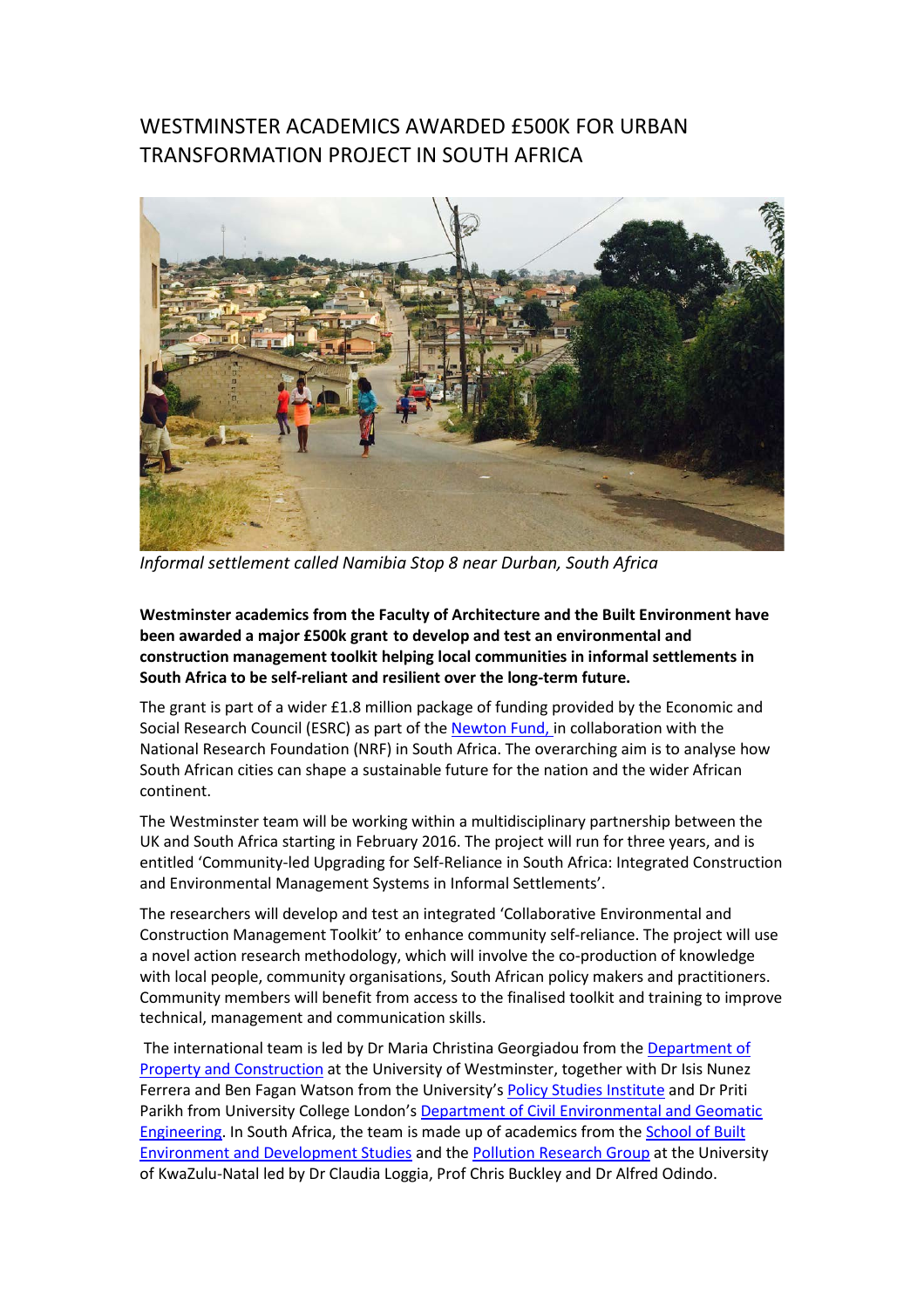# WESTMINSTER ACADEMICS AWARDED £500K FOR URBAN TRANSFORMATION PROJECT IN SOUTH AFRICA

*Informal settlement called Namibia Stop 8 near Durban, South Africa*

**Westminster academics from the Faculty of Architecture and the Built Environment have been awarded a major £500k grant to develop and test an environmental and construction management toolkit helping local communities in informal settlements in South Africa to be self-reliant and resilient over the long-term future.**

The grant is part of a wider £1.8 million package of funding provided by the Economic and Social Research Council (ESRC) as part of the Newton Fund, in collaboration with the National Research Foundation (NRF) in South Africa. The overarching aim is to analyse how South African cities can shape a sustainable future for the nation and the wider African continent.

The Westminster team will be working within a multidisciplinary partnership between the UK and South Africa starting in February 2016. The project will run for three years, and is entitled 'Community-led Upgrading for Self-Reliance in South Africa: Integrated Construction and Environmental Management Systems in Informal Settlements'.

The researchers will develop and test an integrated 'Collaborative Environmental and Construction Management Toolkit' to enhance community self-reliance. The project will use a novel action research methodology, which will involve the co-production of knowledge with local people, community organisations, South African policy makers and practitioners. Community members will benefit from access to the finalised toolkit and training to improve technical, management and communication skills.

The international team is led by Dr Maria Christina Georgiadou from the Department of Property and Construction at the University of Westminster, together with Dr Isis Nunez Ferrera and Ben Fagan Watson from the University's Policy Studies Institute and Dr Priti Parikh from University College London's Department of Civil Environmental and Geomatic Engineering. In South Africa, the team is made up of academics from the School of Built Environment and Development Studies and the Pollution Research Group at the University of KwaZulu-Natal led by Dr Claudia Loggia, Prof Chris Buckley and Dr Alfred Odindo.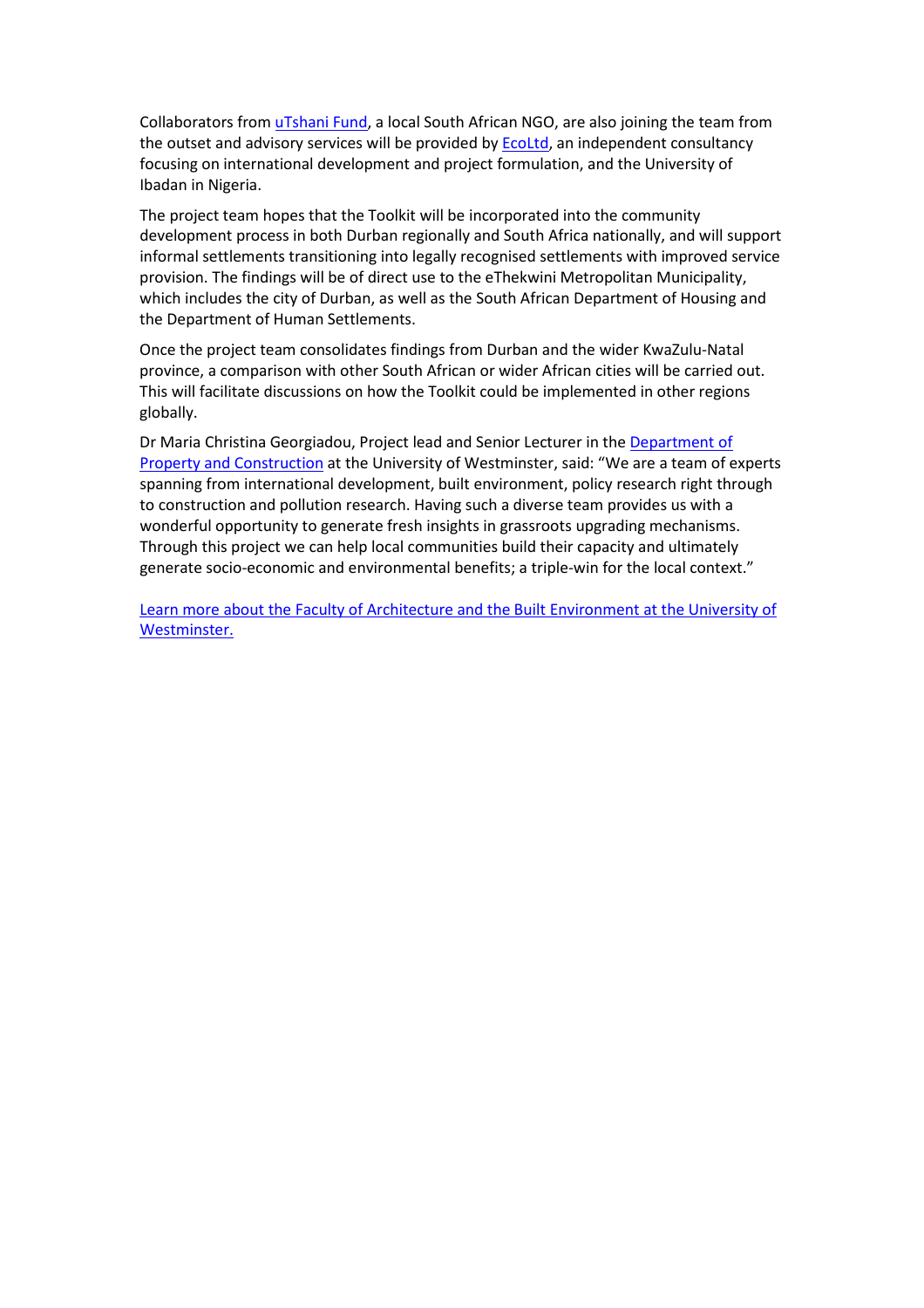Collaborators from uTshani Fund, a local South African NGO, are also joining the team from the outset and advisory services will be provided by EcoLtd, an independent consultancy focusing on international development and project formulation, and the University of Ibadan in Nigeria.

The project team hopes that the Toolkit will be incorporated into the community development process in both Durban regionally and South Africa nationally, and will support informal settlements transitioning into legally recognised settlements with improved service provision. The findings will be of direct use to the eThekwini Metropolitan Municipality, which includes the city of Durban, as well as the South African Department of Housing and the Department of Human Settlements.

Once the project team consolidates findings from Durban and the wider KwaZulu-Natal province, a comparison with other South African or wider African cities will be carried out. This will facilitate discussions on how the Toolkit could be implemented in other regions globally.

Dr Maria Christina Georgiadou, Project lead and Senior Lecturer in the Department of Property and Construction at the University of Westminster, said: "We are a team of experts spanning from international development, built environment, policy research right through to construction and pollution research. Having such a diverse team provides us with a wonderful opportunity to generate fresh insights in grassroots upgrading mechanisms. Through this project we can help local communities build their capacity and ultimately generate socio-economic and environmental benefits; a triple-win for the local context."

Learn more about the Faculty of Architecture and the Built Environment at the University of Westminster.